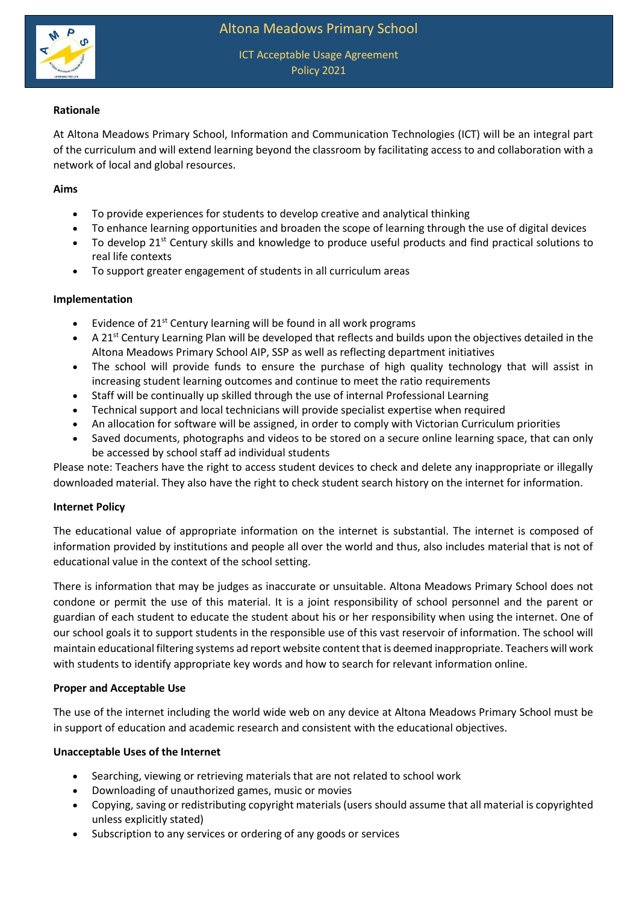# Altona Meadows Primary School

ICT Acceptable Usage Agreement
Policy 2021

**Rationale**

At Altona Meadows Primary School, Information and Communication Technologies (ICT) will be an integral part of the curriculum and will extend learning beyond the classroom by facilitating access to and collaboration with a network of local and global resources.

**Aims**

- To provide experiences for students to develop creative and analytical thinking
- To enhance learning opportunities and broaden the scope of learning through the use of digital devices
- To develop 21st Century skills and knowledge to produce useful products and find practical solutions to real life contexts
- To support greater engagement of students in all curriculum areas

**Implementation**

- Evidence of 21st Century learning will be found in all work programs
- A 21st Century Learning Plan will be developed that reflects and builds upon the objectives detailed in the Altona Meadows Primary School AIP, SSP as well as reflecting department initiatives
- The school will provide funds to ensure the purchase of high quality technology that will assist in increasing student learning outcomes and continue to meet the ratio requirements
- Staff will be continually up skilled through the use of internal Professional Learning
- Technical support and local technicians will provide specialist expertise when required
- An allocation for software will be assigned, in order to comply with Victorian Curriculum priorities
- Saved documents, photographs and videos to be stored on a secure online learning space, that can only be accessed by school staff ad individual students

Please note: Teachers have the right to access student devices to check and delete any inappropriate or illegally downloaded material. They also have the right to check student search history on the internet for information.

**Internet Policy**

The educational value of appropriate information on the internet is substantial. The internet is composed of information provided by institutions and people all over the world and thus, also includes material that is not of educational value in the context of the school setting.

There is information that may be judges as inaccurate or unsuitable. Altona Meadows Primary School does not condone or permit the use of this material. It is a joint responsibility of school personnel and the parent or guardian of each student to educate the student about his or her responsibility when using the internet. One of our school goals it to support students in the responsible use of this vast reservoir of information. The school will maintain educational filtering systems ad report website content that is deemed inappropriate. Teachers will work with students to identify appropriate key words and how to search for relevant information online.

**Proper and Acceptable Use**

The use of the internet including the world wide web on any device at Altona Meadows Primary School must be in support of education and academic research and consistent with the educational objectives.

**Unacceptable Uses of the Internet**

- Searching, viewing or retrieving materials that are not related to school work
- Downloading of unauthorized games, music or movies
- Copying, saving or redistributing copyright materials (users should assume that all material is copyrighted unless explicitly stated)
- Subscription to any services or ordering of any goods or services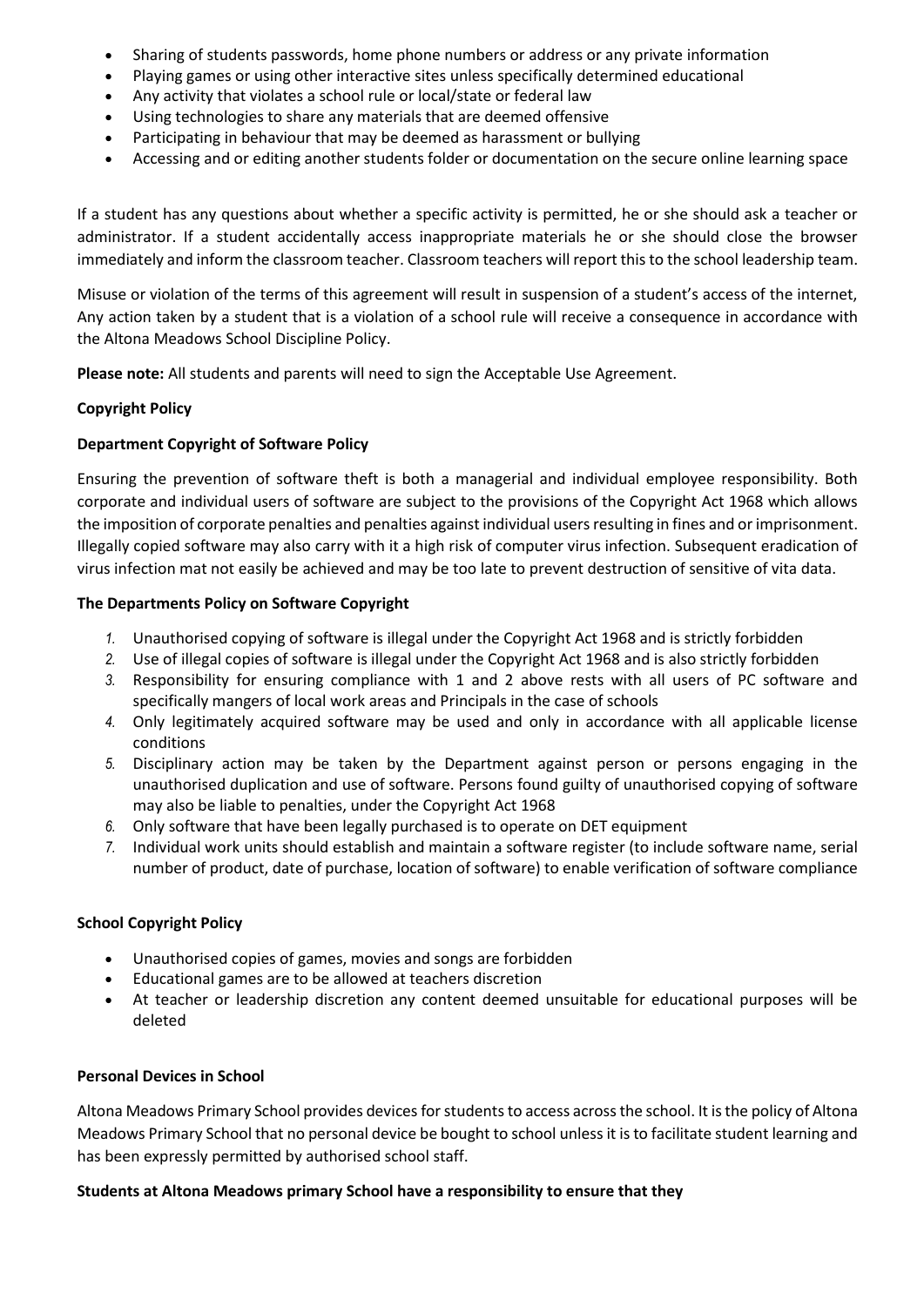- Sharing of students passwords, home phone numbers or address or any private information
- Playing games or using other interactive sites unless specifically determined educational
- Any activity that violates a school rule or local/state or federal law
- Using technologies to share any materials that are deemed offensive
- Participating in behaviour that may be deemed as harassment or bullying
- Accessing and or editing another students folder or documentation on the secure online learning space

If a student has any questions about whether a specific activity is permitted, he or she should ask a teacher or administrator. If a student accidentally access inappropriate materials he or she should close the browser immediately and inform the classroom teacher. Classroom teachers will report this to the school leadership team.

Misuse or violation of the terms of this agreement will result in suspension of a student's access of the internet, Any action taken by a student that is a violation of a school rule will receive a consequence in accordance with the Altona Meadows School Discipline Policy.

**Please note:** All students and parents will need to sign the Acceptable Use Agreement.

**Copyright Policy**

**Department Copyright of Software Policy**

Ensuring the prevention of software theft is both a managerial and individual employee responsibility. Both corporate and individual users of software are subject to the provisions of the Copyright Act 1968 which allows the imposition of corporate penalties and penalties against individual users resulting in fines and or imprisonment. Illegally copied software may also carry with it a high risk of computer virus infection. Subsequent eradication of virus infection mat not easily be achieved and may be too late to prevent destruction of sensitive of vita data.

**The Departments Policy on Software Copyright**

1. Unauthorised copying of software is illegal under the Copyright Act 1968 and is strictly forbidden
2. Use of illegal copies of software is illegal under the Copyright Act 1968 and is also strictly forbidden
3. Responsibility for ensuring compliance with 1 and 2 above rests with all users of PC software and specifically mangers of local work areas and Principals in the case of schools
4. Only legitimately acquired software may be used and only in accordance with all applicable license conditions
5. Disciplinary action may be taken by the Department against person or persons engaging in the unauthorised duplication and use of software. Persons found guilty of unauthorised copying of software may also be liable to penalties, under the Copyright Act 1968
6. Only software that have been legally purchased is to operate on DET equipment
7. Individual work units should establish and maintain a software register (to include software name, serial number of product, date of purchase, location of software) to enable verification of software compliance

**School Copyright Policy**

- Unauthorised copies of games, movies and songs are forbidden
- Educational games are to be allowed at teachers discretion
- At teacher or leadership discretion any content deemed unsuitable for educational purposes will be deleted

**Personal Devices in School**

Altona Meadows Primary School provides devices for students to access across the school. It is the policy of Altona Meadows Primary School that no personal device be bought to school unless it is to facilitate student learning and has been expressly permitted by authorised school staff.

**Students at Altona Meadows primary School have a responsibility to ensure that they**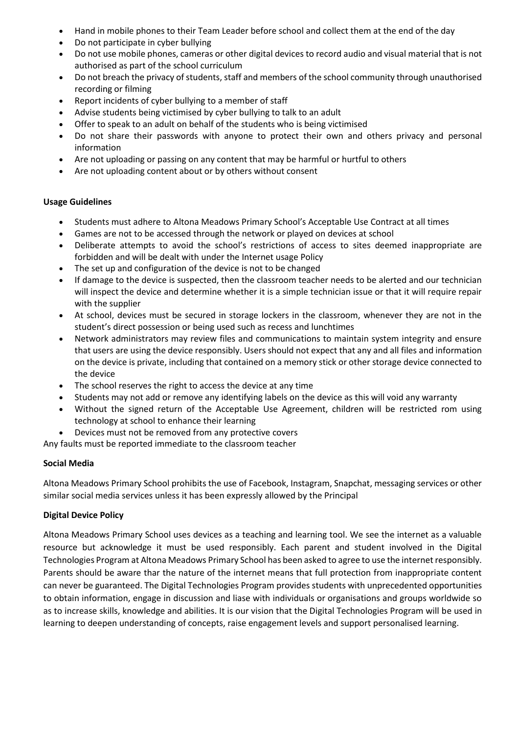- Hand in mobile phones to their Team Leader before school and collect them at the end of the day
- Do not participate in cyber bullying
- Do not use mobile phones, cameras or other digital devices to record audio and visual material that is not authorised as part of the school curriculum
- Do not breach the privacy of students, staff and members of the school community through unauthorised recording or filming
- Report incidents of cyber bullying to a member of staff
- Advise students being victimised by cyber bullying to talk to an adult
- Offer to speak to an adult on behalf of the students who is being victimised
- Do not share their passwords with anyone to protect their own and others privacy and personal information
- Are not uploading or passing on any content that may be harmful or hurtful to others
- Are not uploading content about or by others without consent

**Usage Guidelines**

- Students must adhere to Altona Meadows Primary School's Acceptable Use Contract at all times
- Games are not to be accessed through the network or played on devices at school
- Deliberate attempts to avoid the school's restrictions of access to sites deemed inappropriate are forbidden and will be dealt with under the Internet usage Policy
- The set up and configuration of the device is not to be changed
- If damage to the device is suspected, then the classroom teacher needs to be alerted and our technician will inspect the device and determine whether it is a simple technician issue or that it will require repair with the supplier
- At school, devices must be secured in storage lockers in the classroom, whenever they are not in the student's direct possession or being used such as recess and lunchtimes
- Network administrators may review files and communications to maintain system integrity and ensure that users are using the device responsibly. Users should not expect that any and all files and information on the device is private, including that contained on a memory stick or other storage device connected to the device
- The school reserves the right to access the device at any time
- Students may not add or remove any identifying labels on the device as this will void any warranty
- Without the signed return of the Acceptable Use Agreement, children will be restricted rom using technology at school to enhance their learning
- Devices must not be removed from any protective covers

Any faults must be reported immediate to the classroom teacher

**Social Media**

Altona Meadows Primary School prohibits the use of Facebook, Instagram, Snapchat, messaging services or other similar social media services unless it has been expressly allowed by the Principal

**Digital Device Policy**

Altona Meadows Primary School uses devices as a teaching and learning tool. We see the internet as a valuable resource but acknowledge it must be used responsibly. Each parent and student involved in the Digital Technologies Program at Altona Meadows Primary School has been asked to agree to use the internet responsibly. Parents should be aware thar the nature of the internet means that full protection from inappropriate content can never be guaranteed. The Digital Technologies Program provides students with unprecedented opportunities to obtain information, engage in discussion and liase with individuals or organisations and groups worldwide so as to increase skills, knowledge and abilities. It is our vision that the Digital Technologies Program will be used in learning to deepen understanding of concepts, raise engagement levels and support personalised learning.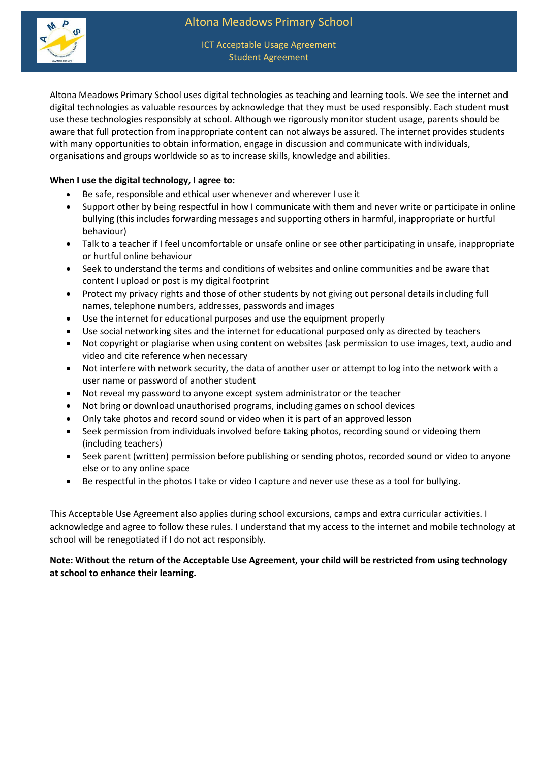# Altona Meadows Primary School

## ICT Acceptable Usage Agreement
## Student Agreement

Altona Meadows Primary School uses digital technologies as teaching and learning tools. We see the internet and digital technologies as valuable resources by acknowledge that they must be used responsibly. Each student must use these technologies responsibly at school. Although we rigorously monitor student usage, parents should be aware that full protection from inappropriate content can not always be assured. The internet provides students with many opportunities to obtain information, engage in discussion and communicate with individuals, organisations and groups worldwide so as to increase skills, knowledge and abilities.

**When I use the digital technology, I agree to:**

- Be safe, responsible and ethical user whenever and wherever I use it
- Support other by being respectful in how I communicate with them and never write or participate in online bullying (this includes forwarding messages and supporting others in harmful, inappropriate or hurtful behaviour)
- Talk to a teacher if I feel uncomfortable or unsafe online or see other participating in unsafe, inappropriate or hurtful online behaviour
- Seek to understand the terms and conditions of websites and online communities and be aware that content I upload or post is my digital footprint
- Protect my privacy rights and those of other students by not giving out personal details including full names, telephone numbers, addresses, passwords and images
- Use the internet for educational purposes and use the equipment properly
- Use social networking sites and the internet for educational purposed only as directed by teachers
- Not copyright or plagiarise when using content on websites (ask permission to use images, text, audio and video and cite reference when necessary
- Not interfere with network security, the data of another user or attempt to log into the network with a user name or password of another student
- Not reveal my password to anyone except system administrator or the teacher
- Not bring or download unauthorised programs, including games on school devices
- Only take photos and record sound or video when it is part of an approved lesson
- Seek permission from individuals involved before taking photos, recording sound or videoing them (including teachers)
- Seek parent (written) permission before publishing or sending photos, recorded sound or video to anyone else or to any online space
- Be respectful in the photos I take or video I capture and never use these as a tool for bullying.

This Acceptable Use Agreement also applies during school excursions, camps and extra curricular activities. I acknowledge and agree to follow these rules. I understand that my access to the internet and mobile technology at school will be renegotiated if I do not act responsibly.

**Note: Without the return of the Acceptable Use Agreement, your child will be restricted from using technology at school to enhance their learning.**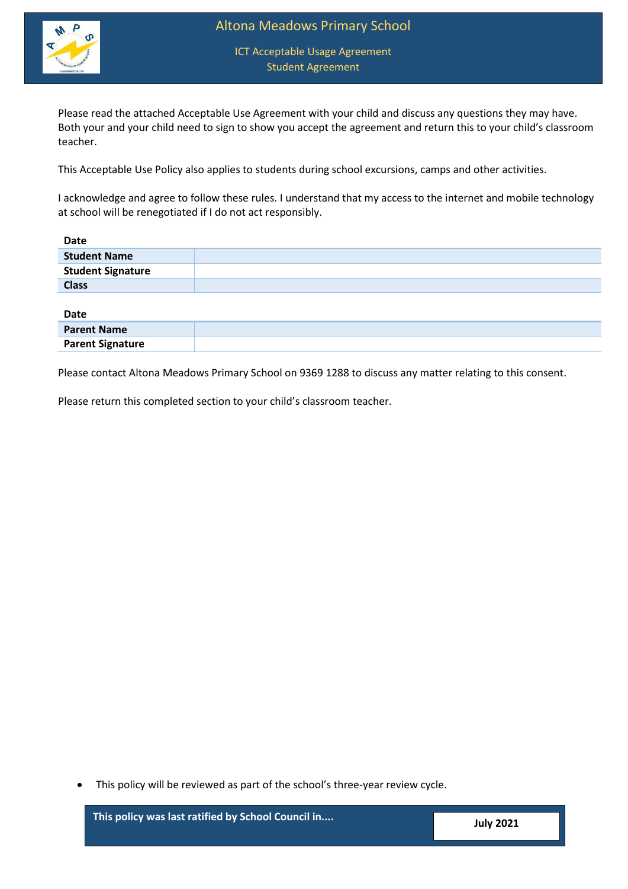# Altona Meadows Primary School

## ICT Acceptable Usage Agreement
## Student Agreement

Please read the attached Acceptable Use Agreement with your child and discuss any questions they may have. Both your and your child need to sign to show you accept the agreement and return this to your child's classroom teacher.

This Acceptable Use Policy also applies to students during school excursions, camps and other activities.

I acknowledge and agree to follow these rules. I understand that my access to the internet and mobile technology at school will be renegotiated if I do not act responsibly.

| Date | |
|---|---|
| **Student Name** | |
| **Student Signature** | |
| **Class** | |

| Date | |
|---|---|
| **Parent Name** | |
| **Parent Signature** | |

Please contact Altona Meadows Primary School on 9369 1288 to discuss any matter relating to this consent.

Please return this completed section to your child's classroom teacher.

- This policy will be reviewed as part of the school's three-year review cycle.

| | |
|---|---|
| **This policy was last ratified by School Council in....** | **July 2021** |